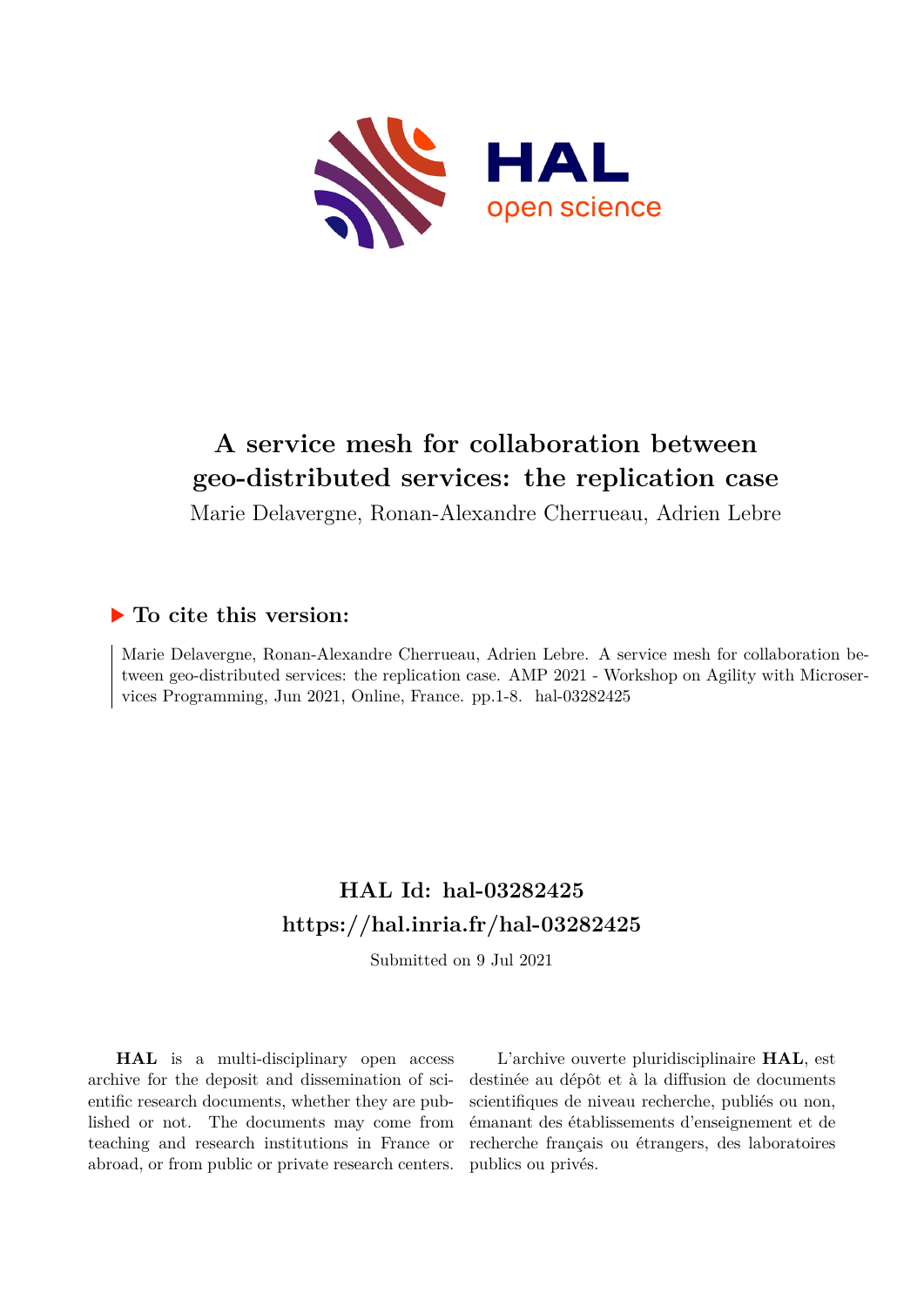# A service mesh for collaboration between geo-distributed services: the replication case

Marie Delavergne, Ronan-Alexandre Cherrueau, Adrien Lebre

## To cite this version:

Marie Delavergne, Ronan-Alexandre Cherrueau, Adrien Lebre. A service mesh for collaboration between geo-distributed services: the replication case. AMP 2021 - Workshop on Agility with Microservices Programming, Jun 2021, Online, France. pp.1-8. hal-03282425

## HAL Id: hal-03282425
## https://hal.inria.fr/hal-03282425

Submitted on 9 Jul 2021

**HAL** is a multi-disciplinary open access archive for the deposit and dissemination of scientific research documents, whether they are published or not. The documents may come from teaching and research institutions in France or abroad, or from public or private research centers.

L'archive ouverte pluridisciplinaire **HAL**, est destinée au dépôt et à la diffusion de documents scientifiques de niveau recherche, publiés ou non, émanant des établissements d'enseignement et de recherche français ou étrangers, des laboratoires publics ou privés.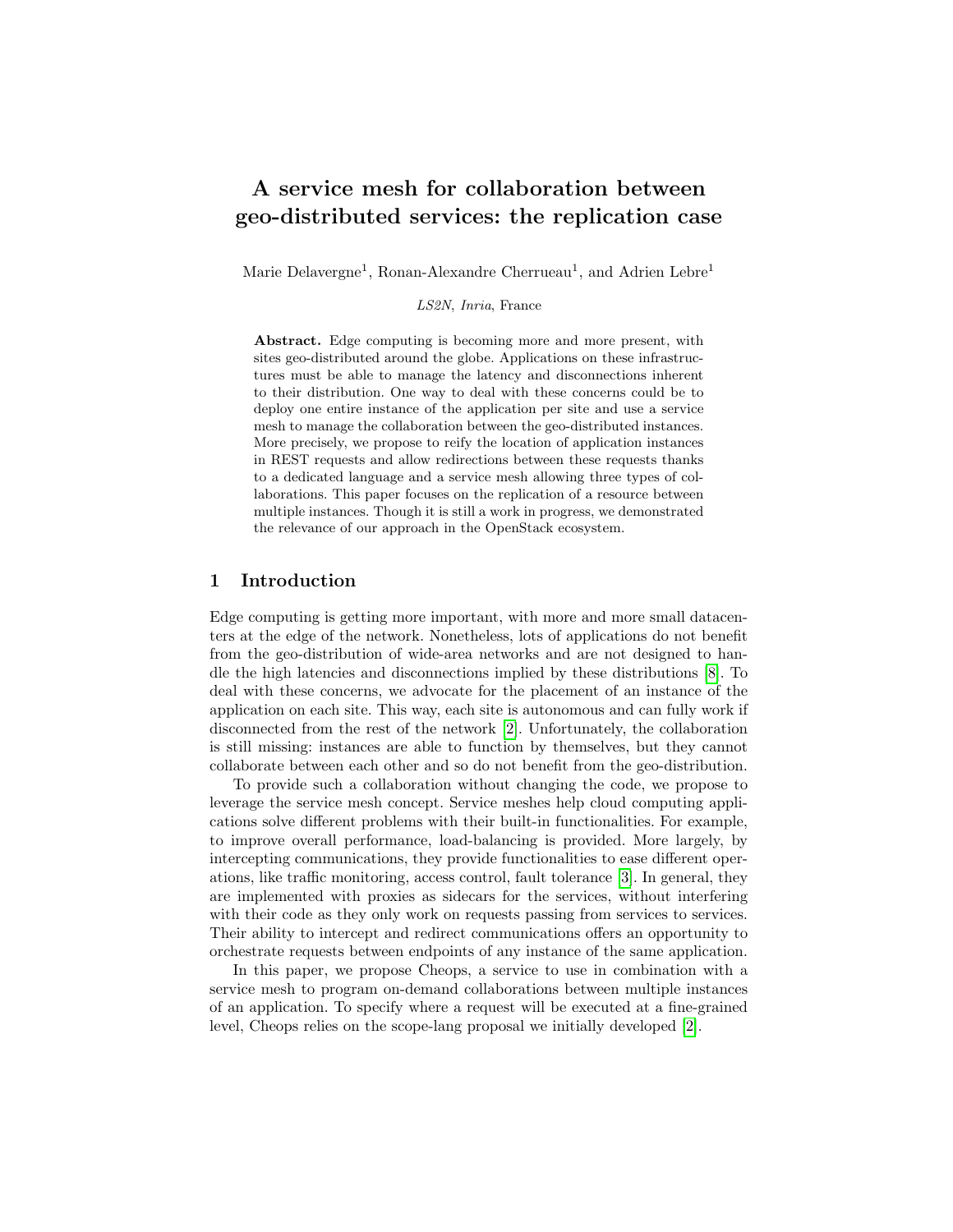# A service mesh for collaboration between geo-distributed services: the replication case

Marie Delavergne[1], Ronan-Alexandre Cherrueau[1], and Adrien Lebre[1]

*LS2N, Inria*, France

**Abstract.** Edge computing is becoming more and more present, with sites geo-distributed around the globe. Applications on these infrastructures must be able to manage the latency and disconnections inherent to their distribution. One way to deal with these concerns could be to deploy one entire instance of the application per site and use a service mesh to manage the collaboration between the geo-distributed instances. More precisely, we propose to reify the location of application instances in REST requests and allow redirections between these requests thanks to a dedicated language and a service mesh allowing three types of collaborations. This paper focuses on the replication of a resource between multiple instances. Though it is still a work in progress, we demonstrated the relevance of our approach in the OpenStack ecosystem.

## 1 Introduction

Edge computing is getting more important, with more and more small datacenters at the edge of the network. Nonetheless, lots of applications do not benefit from the geo-distribution of wide-area networks and are not designed to handle the high latencies and disconnections implied by these distributions [8]. To deal with these concerns, we advocate for the placement of an instance of the application on each site. This way, each site is autonomous and can fully work if disconnected from the rest of the network [2]. Unfortunately, the collaboration is still missing: instances are able to function by themselves, but they cannot collaborate between each other and so do not benefit from the geo-distribution.

To provide such a collaboration without changing the code, we propose to leverage the service mesh concept. Service meshes help cloud computing applications solve different problems with their built-in functionalities. For example, to improve overall performance, load-balancing is provided. More largely, by intercepting communications, they provide functionalities to ease different operations, like traffic monitoring, access control, fault tolerance [3]. In general, they are implemented with proxies as sidecars for the services, without interfering with their code as they only work on requests passing from services to services. Their ability to intercept and redirect communications offers an opportunity to orchestrate requests between endpoints of any instance of the same application.

In this paper, we propose Cheops, a service to use in combination with a service mesh to program on-demand collaborations between multiple instances of an application. To specify where a request will be executed at a fine-grained level, Cheops relies on the scope-lang proposal we initially developed [2].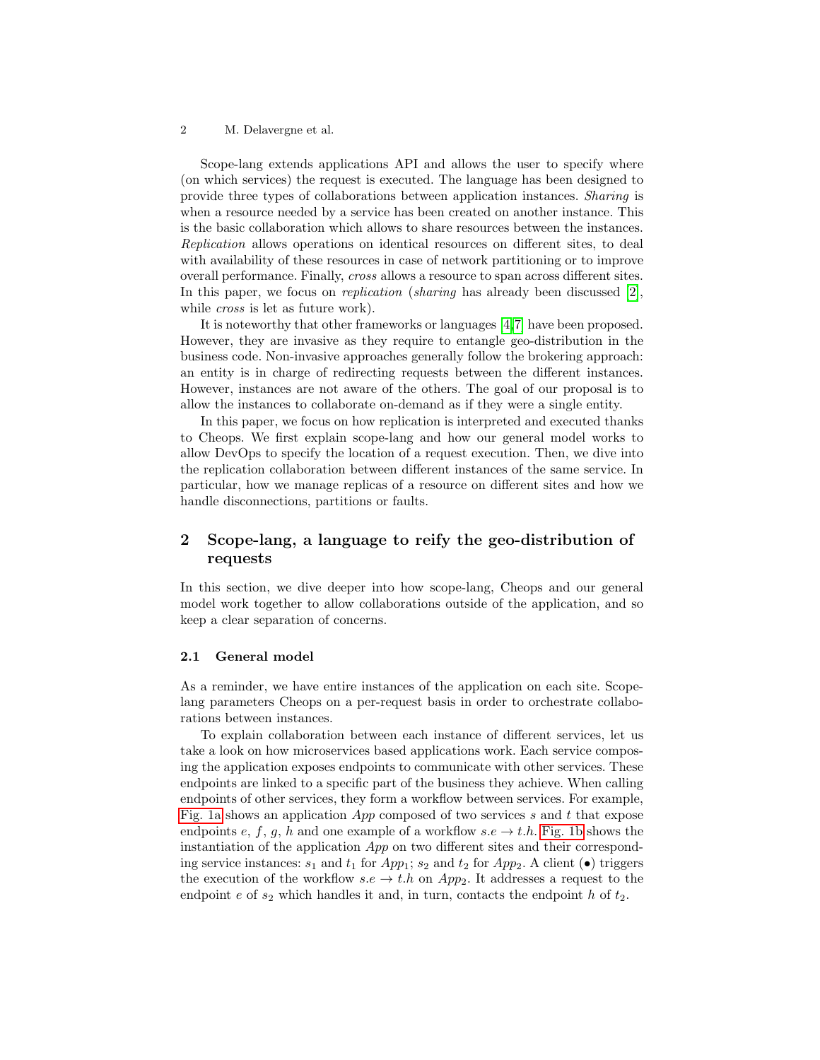Scope-lang extends applications API and allows the user to specify where (on which services) the request is executed. The language has been designed to provide three types of collaborations between application instances. *Sharing* is when a resource needed by a service has been created on another instance. This is the basic collaboration which allows to share resources between the instances. *Replication* allows operations on identical resources on different sites, to deal with availability of these resources in case of network partitioning or to improve overall performance. Finally, *cross* allows a resource to span across different sites. In this paper, we focus on *replication* (*sharing* has already been discussed [2], while *cross* is let as future work).

It is noteworthy that other frameworks or languages [4,7] have been proposed. However, they are invasive as they require to entangle geo-distribution in the business code. Non-invasive approaches generally follow the brokering approach: an entity is in charge of redirecting requests between the different instances. However, instances are not aware of the others. The goal of our proposal is to allow the instances to collaborate on-demand as if they were a single entity.

In this paper, we focus on how replication is interpreted and executed thanks to Cheops. We first explain scope-lang and how our general model works to allow DevOps to specify the location of a request execution. Then, we dive into the replication collaboration between different instances of the same service. In particular, how we manage replicas of a resource on different sites and how we handle disconnections, partitions or faults.

## 2 Scope-lang, a language to reify the geo-distribution of requests

In this section, we dive deeper into how scope-lang, Cheops and our general model work together to allow collaborations outside of the application, and so keep a clear separation of concerns.

### 2.1 General model

As a reminder, we have entire instances of the application on each site. Scope-lang parameters Cheops on a per-request basis in order to orchestrate collaborations between instances.

To explain collaboration between each instance of different services, let us take a look on how microservices based applications work. Each service composing the application exposes endpoints to communicate with other services. These endpoints are linked to a specific part of the business they achieve. When calling endpoints of other services, they form a workflow between services. For example, Fig. 1a shows an application *App* composed of two services $s$ and $t$ that expose endpoints $e$, $f$, $g$, $h$ and one example of a workflow $s.e \rightarrow t.h$. Fig. 1b shows the instantiation of the application *App* on two different sites and their corresponding service instances: $s_1$ and $t_1$ for $App_1$; $s_2$ and $t_2$ for $App_2$. A client ($\bullet$) triggers the execution of the workflow $s.e \rightarrow t.h$ on $App_2$. It addresses a request to the endpoint $e$ of $s_2$ which handles it and, in turn, contacts the endpoint $h$ of $t_2$.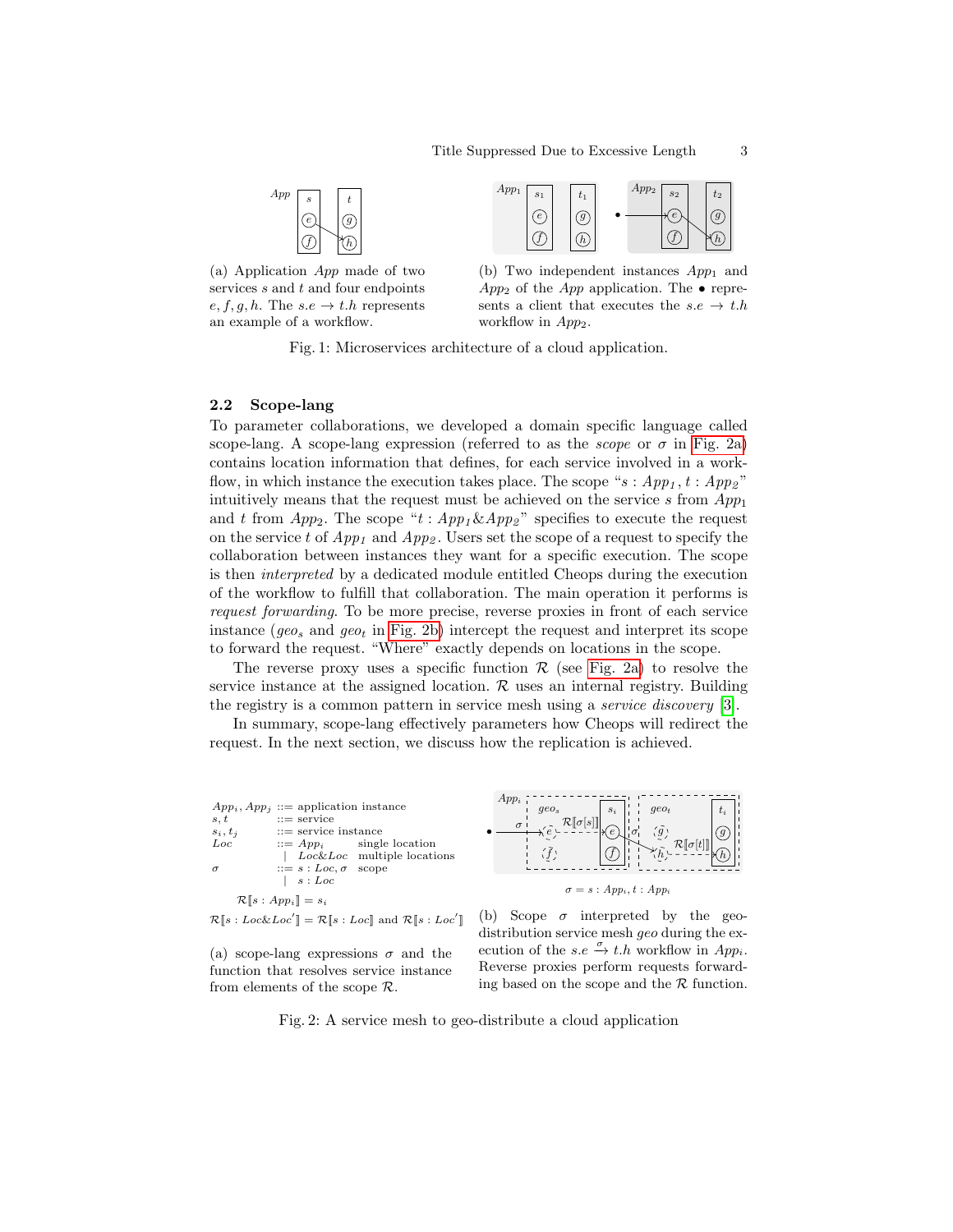(a) Application *App* made of two services $s$ and $t$ and four endpoints $e, f, g, h$. The $s.e \rightarrow t.h$ represents an example of a workflow.

(b) Two independent instances $App_1$ and $App_2$ of the *App* application. The $\bullet$ represents a client that executes the $s.e \rightarrow t.h$ workflow in $App_2$.

Fig. 1: Microservices architecture of a cloud application.

### 2.2 Scope-lang

To parameter collaborations, we developed a domain specific language called scope-lang. A scope-lang expression (referred to as the *scope* or $\sigma$ in Fig. 2a) contains location information that defines, for each service involved in a workflow, in which instance the execution takes place. The scope "$s : App_1, t : App_2$" intuitively means that the request must be achieved on the service $s$ from $App_1$ and $t$ from $App_2$. The scope "$t : App_1 \& App_2$" specifies to execute the request on the service $t$ of $App_1$ and $App_2$. Users set the scope of a request to specify the collaboration between instances they want for a specific execution. The scope is then *interpreted* by a dedicated module entitled Cheops during the execution of the workflow to fulfill that collaboration. The main operation it performs is *request forwarding*. To be more precise, reverse proxies in front of each service instance ($geo_s$ and $geo_t$ in Fig. 2b) intercept the request and interpret its scope to forward the request. "Where" exactly depends on locations in the scope.

The reverse proxy uses a specific function $\mathcal{R}$ (see Fig. 2a) to resolve the service instance at the assigned location. $\mathcal{R}$ uses an internal registry. Building the registry is a common pattern in service mesh using a *service discovery* [3].

In summary, scope-lang effectively parameters how Cheops will redirect the request. In the next section, we discuss how the replication is achieved.

| | | | |
|---|---|---|---|
| $App_i, App_j$ | ::= | application instance | |
| $s, t$ | ::= | service | |
| $s_i, t_j$ | ::= | service instance | |
| $Loc$ | ::= | $App_i$ | single location |
| | \| | $Loc \& Loc$ | multiple locations |
| $\sigma$ | ::= | $s : Loc, \sigma$ | scope |
| | \| | $s : Loc$ | |

$$\mathcal{R}[\![s : App_i]\!] = s_i$$

$$\mathcal{R}[\![s : Loc \& Loc']\!] = \mathcal{R}[\![s : Loc]\!] \text{ and } \mathcal{R}[\![s : Loc']\!]$$

(a) scope-lang expressions $\sigma$ and the function that resolves service instance from elements of the scope $\mathcal{R}$.

$\sigma = s : App_i, t : App_i$

(b) Scope $\sigma$ interpreted by the geo-distribution service mesh *geo* during the execution of the $s.e \xrightarrow{\sigma} t.h$ workflow in $App_i$. Reverse proxies perform requests forwarding based on the scope and the $\mathcal{R}$ function.

Fig. 2: A service mesh to geo-distribute a cloud application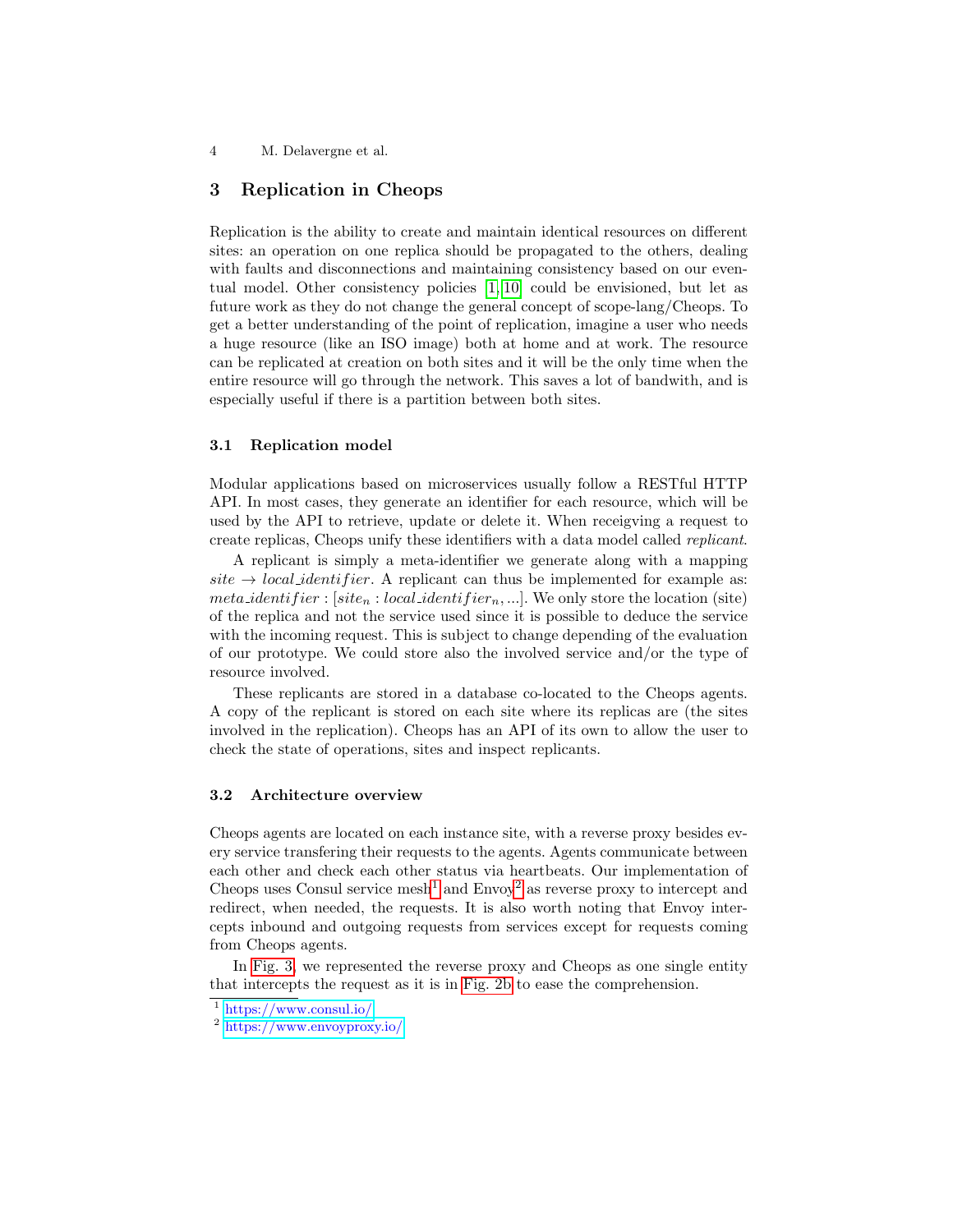## 3 Replication in Cheops

Replication is the ability to create and maintain identical resources on different sites: an operation on one replica should be propagated to the others, dealing with faults and disconnections and maintaining consistency based on our eventual model. Other consistency policies [1, 10] could be envisioned, but let as future work as they do not change the general concept of scope-lang/Cheops. To get a better understanding of the point of replication, imagine a user who needs a huge resource (like an ISO image) both at home and at work. The resource can be replicated at creation on both sites and it will be the only time when the entire resource will go through the network. This saves a lot of bandwith, and is especially useful if there is a partition between both sites.

### 3.1 Replication model

Modular applications based on microservices usually follow a RESTful HTTP API. In most cases, they generate an identifier for each resource, which will be used by the API to retrieve, update or delete it. When receigving a request to create replicas, Cheops unify these identifiers with a data model called *replicant*.

A replicant is simply a meta-identifier we generate along with a mapping $site \rightarrow local\_identifier$. A replicant can thus be implemented for example as: $meta\_identifier : [site_n : local\_identifier_n, ...]$. We only store the location (site) of the replica and not the service used since it is possible to deduce the service with the incoming request. This is subject to change depending of the evaluation of our prototype. We could store also the involved service and/or the type of resource involved.

These replicants are stored in a database co-located to the Cheops agents. A copy of the replicant is stored on each site where its replicas are (the sites involved in the replication). Cheops has an API of its own to allow the user to check the state of operations, sites and inspect replicants.

### 3.2 Architecture overview

Cheops agents are located on each instance site, with a reverse proxy besides every service transfering their requests to the agents. Agents communicate between each other and check each other status via heartbeats. Our implementation of Cheops uses Consul service mesh[1] and Envoy[2] as reverse proxy to intercept and redirect, when needed, the requests. It is also worth noting that Envoy intercepts inbound and outgoing requests from services except for requests coming from Cheops agents.

In Fig. 3, we represented the reverse proxy and Cheops as one single entity that intercepts the request as it is in Fig. 2b to ease the comprehension.

[1] https://www.consul.io/

[2] https://www.envoyproxy.io/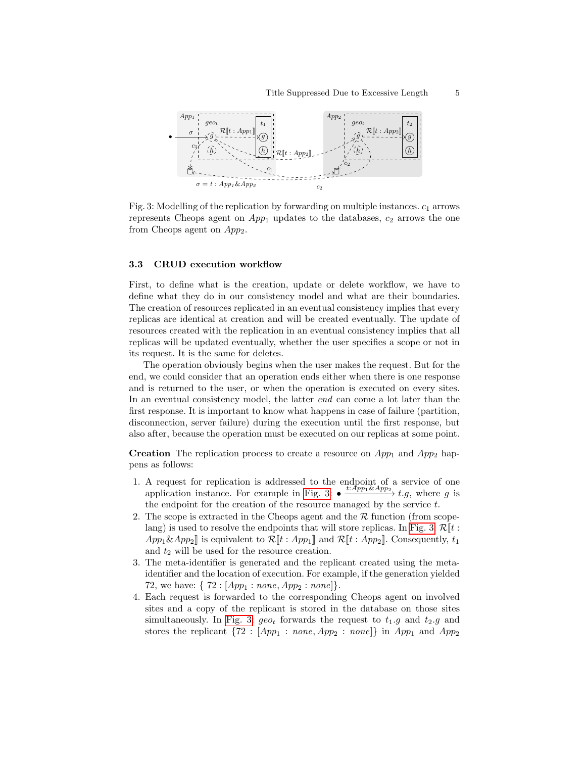Fig. 3: Modelling of the replication by forwarding on multiple instances. $c_1$ arrows represents Cheops agent on $App_1$ updates to the databases, $c_2$ arrows the one from Cheops agent on $App_2$.

### 3.3 CRUD execution workflow

First, to define what is the creation, update or delete workflow, we have to define what they do in our consistency model and what are their boundaries. The creation of resources replicated in an eventual consistency implies that every replicas are identical at creation and will be created eventually. The update of resources created with the replication in an eventual consistency implies that all replicas will be updated eventually, whether the user specifies a scope or not in its request. It is the same for deletes.

The operation obviously begins when the user makes the request. But for the end, we could consider that an operation ends either when there is one response and is returned to the user, or when the operation is executed on every sites. In an eventual consistency model, the latter *end* can come a lot later than the first response. It is important to know what happens in case of failure (partition, disconnection, server failure) during the execution until the first response, but also after, because the operation must be executed on our replicas at some point.

**Creation** The replication process to create a resource on $App_1$ and $App_2$ happens as follows:

1. A request for replication is addressed to the endpoint of a service of one application instance. For example in Fig. 3: $\bullet \xrightarrow{t:App_1\&App_2} t.g$, where $g$ is the endpoint for the creation of the resource managed by the service $t$.
2. The scope is extracted in the Cheops agent and the $\mathcal{R}$ function (from scope-lang) is used to resolve the endpoints that will store replicas. In Fig. 3, $\mathcal{R}[\![t : App_1\&App_2]\!]$ is equivalent to $\mathcal{R}[\![t : App_1]\!]$ and $\mathcal{R}[\![t : App_2]\!]$. Consequently, $t_1$ and $t_2$ will be used for the resource creation.
3. The meta-identifier is generated and the replicant created using the meta-identifier and the location of execution. For example, if the generation yielded 72, we have: $\{\ 72 : [App_1 : none, App_2 : none]\}$.
4. Each request is forwarded to the corresponding Cheops agent on involved sites and a copy of the replicant is stored in the database on those sites simultaneously. In Fig. 3, $geo_t$ forwards the request to $t_1.g$ and $t_2.g$ and stores the replicant $\{72 : [App_1 : none, App_2 : none]\}$ in $App_1$ and $App_2$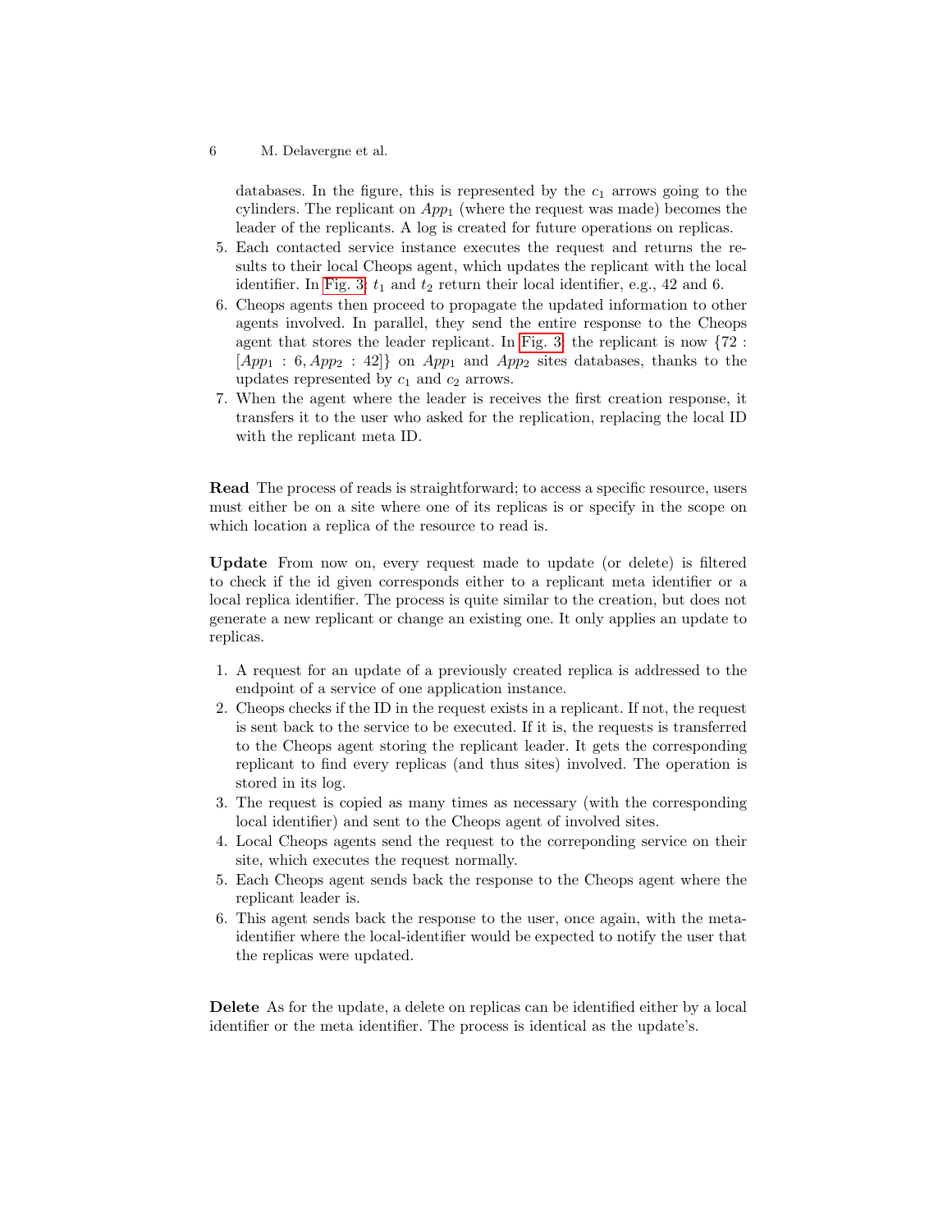databases. In the figure, this is represented by the $c_1$ arrows going to the cylinders. The replicant on $App_1$ (where the request was made) becomes the leader of the replicants. A log is created for future operations on replicas.

5. Each contacted service instance executes the request and returns the results to their local Cheops agent, which updates the replicant with the local identifier. In Fig. 3, $t_1$ and $t_2$ return their local identifier, e.g., 42 and 6.
6. Cheops agents then proceed to propagate the updated information to other agents involved. In parallel, they send the entire response to the Cheops agent that stores the leader replicant. In Fig. 3, the replicant is now $\{72 : [App_1 : 6, App_2 : 42]\}$ on $App_1$ and $App_2$ sites databases, thanks to the updates represented by $c_1$ and $c_2$ arrows.
7. When the agent where the leader is receives the first creation response, it transfers it to the user who asked for the replication, replacing the local ID with the replicant meta ID.

**Read** The process of reads is straightforward; to access a specific resource, users must either be on a site where one of its replicas is or specify in the scope on which location a replica of the resource to read is.

**Update** From now on, every request made to update (or delete) is filtered to check if the id given corresponds either to a replicant meta identifier or a local replica identifier. The process is quite similar to the creation, but does not generate a new replicant or change an existing one. It only applies an update to replicas.

1. A request for an update of a previously created replica is addressed to the endpoint of a service of one application instance.
2. Cheops checks if the ID in the request exists in a replicant. If not, the request is sent back to the service to be executed. If it is, the requests is transferred to the Cheops agent storing the replicant leader. It gets the corresponding replicant to find every replicas (and thus sites) involved. The operation is stored in its log.
3. The request is copied as many times as necessary (with the corresponding local identifier) and sent to the Cheops agent of involved sites.
4. Local Cheops agents send the request to the correponding service on their site, which executes the request normally.
5. Each Cheops agent sends back the response to the Cheops agent where the replicant leader is.
6. This agent sends back the response to the user, once again, with the meta-identifier where the local-identifier would be expected to notify the user that the replicas were updated.

**Delete** As for the update, a delete on replicas can be identified either by a local identifier or the meta identifier. The process is identical as the update's.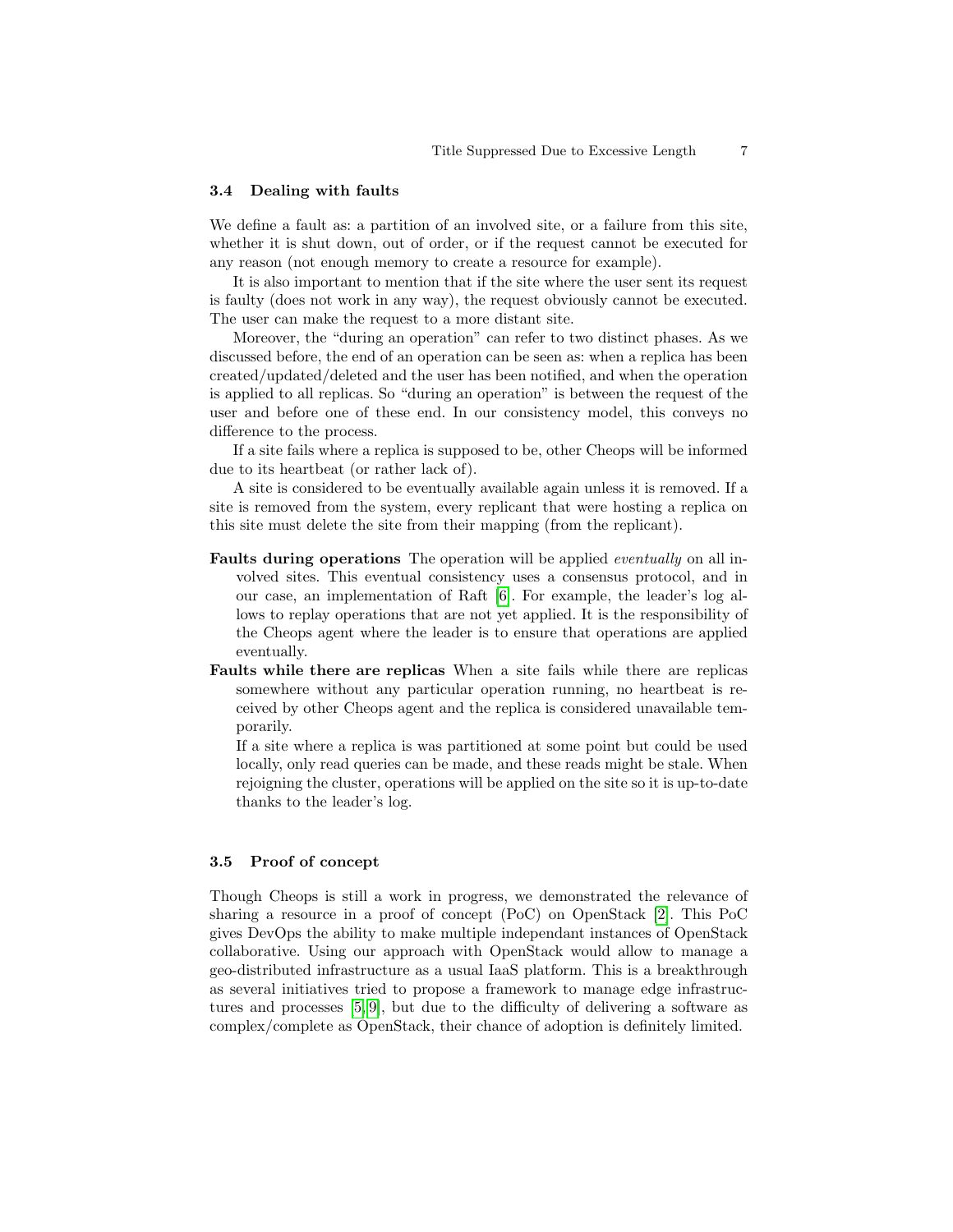### 3.4 Dealing with faults

We define a fault as: a partition of an involved site, or a failure from this site, whether it is shut down, out of order, or if the request cannot be executed for any reason (not enough memory to create a resource for example).

It is also important to mention that if the site where the user sent its request is faulty (does not work in any way), the request obviously cannot be executed. The user can make the request to a more distant site.

Moreover, the "during an operation" can refer to two distinct phases. As we discussed before, the end of an operation can be seen as: when a replica has been created/updated/deleted and the user has been notified, and when the operation is applied to all replicas. So "during an operation" is between the request of the user and before one of these end. In our consistency model, this conveys no difference to the process.

If a site fails where a replica is supposed to be, other Cheops will be informed due to its heartbeat (or rather lack of).

A site is considered to be eventually available again unless it is removed. If a site is removed from the system, every replicant that were hosting a replica on this site must delete the site from their mapping (from the replicant).

**Faults during operations** The operation will be applied *eventually* on all involved sites. This eventual consistency uses a consensus protocol, and in our case, an implementation of Raft [6]. For example, the leader's log allows to replay operations that are not yet applied. It is the responsibility of the Cheops agent where the leader is to ensure that operations are applied eventually.

**Faults while there are replicas** When a site fails while there are replicas somewhere without any particular operation running, no heartbeat is received by other Cheops agent and the replica is considered unavailable temporarily.

If a site where a replica is was partitioned at some point but could be used locally, only read queries can be made, and these reads might be stale. When rejoigning the cluster, operations will be applied on the site so it is up-to-date thanks to the leader's log.

### 3.5 Proof of concept

Though Cheops is still a work in progress, we demonstrated the relevance of sharing a resource in a proof of concept (PoC) on OpenStack [2]. This PoC gives DevOps the ability to make multiple independant instances of OpenStack collaborative. Using our approach with OpenStack would allow to manage a geo-distributed infrastructure as a usual IaaS platform. This is a breakthrough as several initiatives tried to propose a framework to manage edge infrastructures and processes [5,9], but due to the difficulty of delivering a software as complex/complete as OpenStack, their chance of adoption is definitely limited.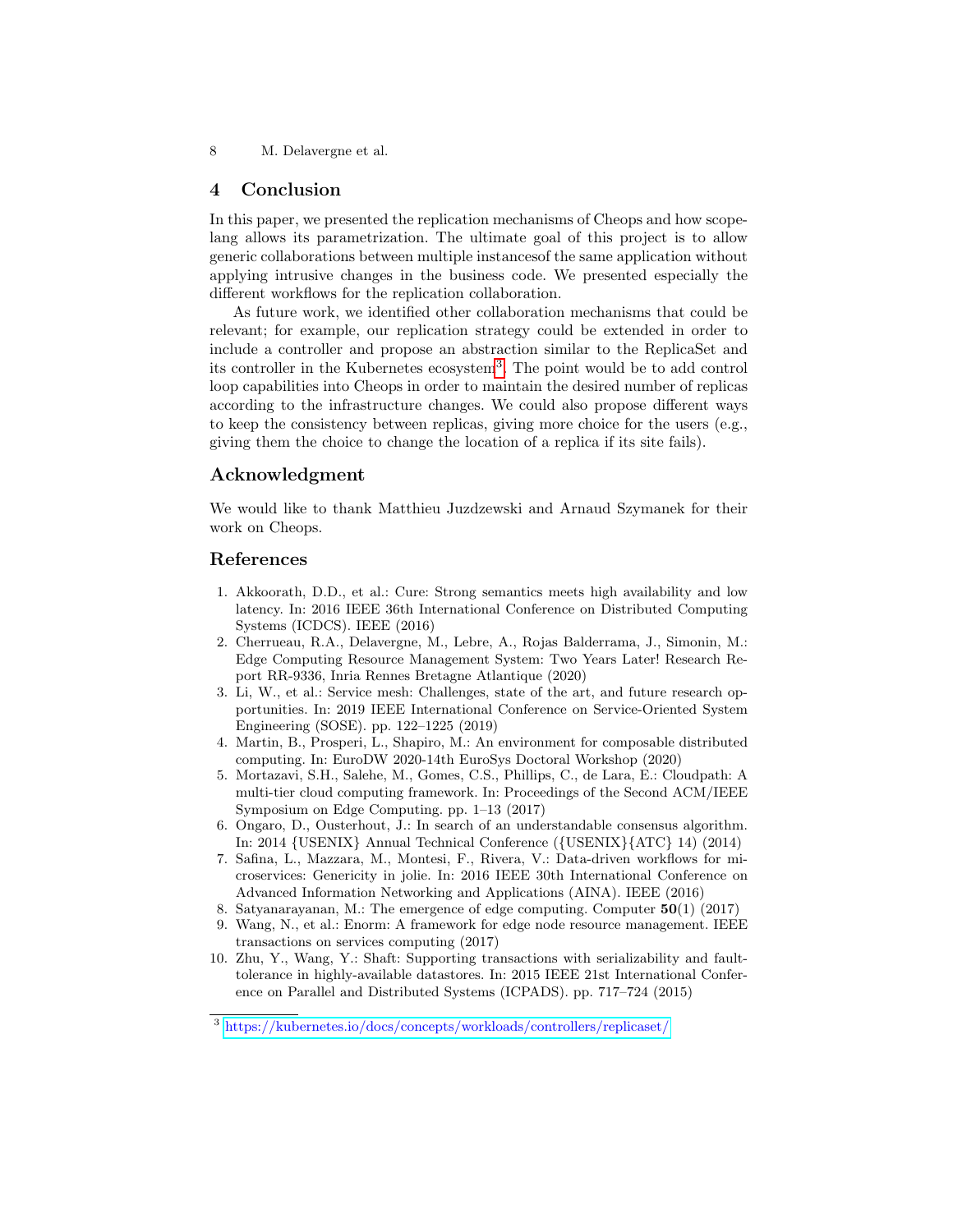## 4 Conclusion

In this paper, we presented the replication mechanisms of Cheops and how scope-lang allows its parametrization. The ultimate goal of this project is to allow generic collaborations between multiple instancesof the same application without applying intrusive changes in the business code. We presented especially the different workflows for the replication collaboration.

As future work, we identified other collaboration mechanisms that could be relevant; for example, our replication strategy could be extended in order to include a controller and propose an abstraction similar to the ReplicaSet and its controller in the Kubernetes ecosystem[3]. The point would be to add control loop capabilities into Cheops in order to maintain the desired number of replicas according to the infrastructure changes. We could also propose different ways to keep the consistency between replicas, giving more choice for the users (e.g., giving them the choice to change the location of a replica if its site fails).

## Acknowledgment

We would like to thank Matthieu Juzdzewski and Arnaud Szymanek for their work on Cheops.

## References

1. Akkoorath, D.D., et al.: Cure: Strong semantics meets high availability and low latency. In: 2016 IEEE 36th International Conference on Distributed Computing Systems (ICDCS). IEEE (2016)
2. Cherrueau, R.A., Delavergne, M., Lebre, A., Rojas Balderrama, J., Simonin, M.: Edge Computing Resource Management System: Two Years Later! Research Report RR-9336, Inria Rennes Bretagne Atlantique (2020)
3. Li, W., et al.: Service mesh: Challenges, state of the art, and future research opportunities. In: 2019 IEEE International Conference on Service-Oriented System Engineering (SOSE). pp. 122–1225 (2019)
4. Martin, B., Prosperi, L., Shapiro, M.: An environment for composable distributed computing. In: EuroDW 2020-14th EuroSys Doctoral Workshop (2020)
5. Mortazavi, S.H., Salehe, M., Gomes, C.S., Phillips, C., de Lara, E.: Cloudpath: A multi-tier cloud computing framework. In: Proceedings of the Second ACM/IEEE Symposium on Edge Computing. pp. 1–13 (2017)
6. Ongaro, D., Ousterhout, J.: In search of an understandable consensus algorithm. In: 2014 {USENIX} Annual Technical Conference ({USENIX}{ATC} 14) (2014)
7. Safina, L., Mazzara, M., Montesi, F., Rivera, V.: Data-driven workflows for microservices: Genericity in jolie. In: 2016 IEEE 30th International Conference on Advanced Information Networking and Applications (AINA). IEEE (2016)
8. Satyanarayanan, M.: The emergence of edge computing. Computer **50**(1) (2017)
9. Wang, N., et al.: Enorm: A framework for edge node resource management. IEEE transactions on services computing (2017)
10. Zhu, Y., Wang, Y.: Shaft: Supporting transactions with serializability and fault-tolerance in highly-available datastores. In: 2015 IEEE 21st International Conference on Parallel and Distributed Systems (ICPADS). pp. 717–724 (2015)

[3] https://kubernetes.io/docs/concepts/workloads/controllers/replicaset/